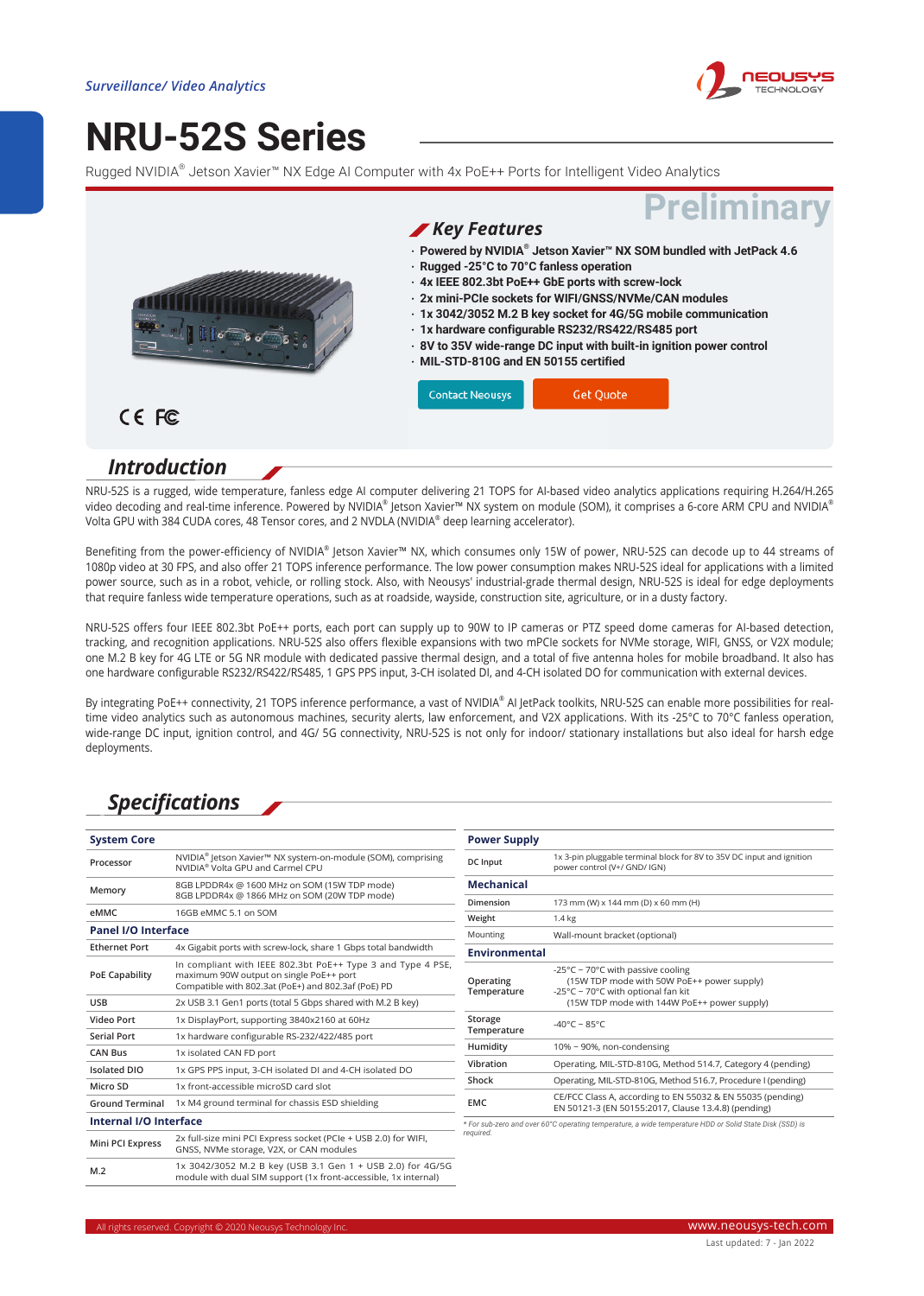*Surveillance/ Video Analytics*

# NRU-52S Series

Rugged NVIDIA® Jetson Xavier™ NX Edge AI Computer with 4x PoE++ Ports for Intelligent Video Analytics

Preliminary

## Key Features

- **Powered by NVIDIA® Jetson Xavier™ NX SOM bundled with JetPack 4.6**
- **Rugged -25°C to 70°C fanless operation**
- **4x IEEE 802.3bt PoE++ GbE ports with screw-lock**
- **2x mini-PCIe sockets for WIFI/GNSS/NVMe/CAN modules**
- **1x 3042/3052 M.2 B key socket for 4G/5G mobile communication**
- **1x hardware configurable RS232/RS422/RS485 port**
- **8V to 35V wide-range DC input with built-in ignition power control**
- **MIL-STD-810G and EN 50155 certified**

Contact Neousys | Get Quote

## Introduction

NRU-52S is a rugged, wide temperature, fanless edge AI computer delivering 21 TOPS for AI-based video analytics applications requiring H.264/H.265 video decoding and real-time inference. Powered by NVIDIA® Jetson Xavier™ NX system on module (SOM), it comprises a 6-core ARM CPU and NVIDIA® Volta GPU with 384 CUDA cores, 48 Tensor cores, and 2 NVDLA (NVIDIA® deep learning accelerator).

Benefiting from the power-efficiency of NVIDIA® Jetson Xavier™ NX, which consumes only 15W of power, NRU-52S can decode up to 44 streams of 1080p video at 30 FPS, and also offer 21 TOPS inference performance. The low power consumption makes NRU-52S ideal for applications with a limited power source, such as in a robot, vehicle, or rolling stock. Also, with Neousys' industrial-grade thermal design, NRU-52S is ideal for edge deployments that require fanless wide temperature operations, such as at roadside, wayside, construction site, agriculture, or in a dusty factory.

NRU-52S offers four IEEE 802.3bt PoE++ ports, each port can supply up to 90W to IP cameras or PTZ speed dome cameras for AI-based detection, tracking, and recognition applications. NRU-52S also offers flexible expansions with two mPCIe sockets for NVMe storage, WIFI, GNSS, or V2X module; one M.2 B key for 4G LTE or 5G NR module with dedicated passive thermal design, and a total of five antenna holes for mobile broadband. It also has one hardware configurable RS232/RS422/RS485, 1 GPS PPS input, 3-CH isolated DI, and 4-CH isolated DO for communication with external devices.

By integrating PoE++ connectivity, 21 TOPS inference performance, a vast of NVIDIA® AI JetPack toolkits, NRU-52S can enable more possibilities for real-time video analytics such as autonomous machines, security alerts, law enforcement, and V2X applications. With its -25°C to 70°C fanless operation, wide-range DC input, ignition control, and 4G/ 5G connectivity, NRU-52S is not only for indoor/ stationary installations but also ideal for harsh edge deployments.

## Specifications

| **System Core** | |
|---|---|
| Processor | NVIDIA® Jetson Xavier™ NX system-on-module (SOM), comprising NVIDIA® Volta GPU and Carmel CPU |
| Memory | 8GB LPDDR4x @ 1600 MHz on SOM (15W TDP mode)<br>8GB LPDDR4x @ 1866 MHz on SOM (20W TDP mode) |
| eMMC | 16GB eMMC 5.1 on SOM |
| **Panel I/O Interface** | |
| Ethernet Port | 4x Gigabit ports with screw-lock, share 1 Gbps total bandwidth |
| PoE Capability | In compliant with IEEE 802.3bt PoE++ Type 3 and Type 4 PSE, maximum 90W output on single PoE++ port<br>Compatible with 802.3at (PoE+) and 802.3af (PoE) PD |
| USB | 2x USB 3.1 Gen1 ports (total 5 Gbps shared with M.2 B key) |
| Video Port | 1x DisplayPort, supporting 3840x2160 at 60Hz |
| Serial Port | 1x hardware configurable RS-232/422/485 port |
| CAN Bus | 1x isolated CAN FD port |
| Isolated DIO | 1x GPS PPS input, 3-CH isolated DI and 4-CH isolated DO |
| Micro SD | 1x front-accessible microSD card slot |
| Ground Terminal | 1x M4 ground terminal for chassis ESD shielding |
| **Internal I/O Interface** | |
| Mini PCI Express | 2x full-size mini PCI Express socket (PCIe + USB 2.0) for WIFI, GNSS, NVMe storage, V2X, or CAN modules |
| M.2 | 1x 3042/3052 M.2 B key (USB 3.1 Gen 1 + USB 2.0) for 4G/5G module with dual SIM support (1x front-accessible, 1x internal) |

| **Power Supply** | |
|---|---|
| DC Input | 1x 3-pin pluggable terminal block for 8V to 35V DC input and ignition power control (V+/ GND/ IGN) |
| **Mechanical** | |
| Dimension | 173 mm (W) x 144 mm (D) x 60 mm (H) |
| Weight | 1.4 kg |
| Mounting | Wall-mount bracket (optional) |
| **Environmental** | |
| Operating Temperature | -25°C ~ 70°C with passive cooling<br>(15W TDP mode with 50W PoE++ power supply)<br>-25°C ~ 70°C with optional fan kit<br>(15W TDP mode with 144W PoE++ power supply) |
| Storage Temperature | -40°C ~ 85°C |
| Humidity | 10% ~ 90%, non-condensing |
| Vibration | Operating, MIL-STD-810G, Method 514.7, Category 4 (pending) |
| Shock | Operating, MIL-STD-810G, Method 516.7, Procedure I (pending) |
| EMC | CE/FCC Class A, according to EN 55032 & EN 55035 (pending)<br>EN 50121-3 (EN 50155:2017, Clause 13.4.8) (pending) |

*\* For sub-zero and over 60°C operating temperature, a wide temperature HDD or Solid State Disk (SSD) is required.*

All rights reserved. Copyright © 2020 Neousys Technology Inc. www.neousys-tech.com

Last updated: 7 - Jan 2022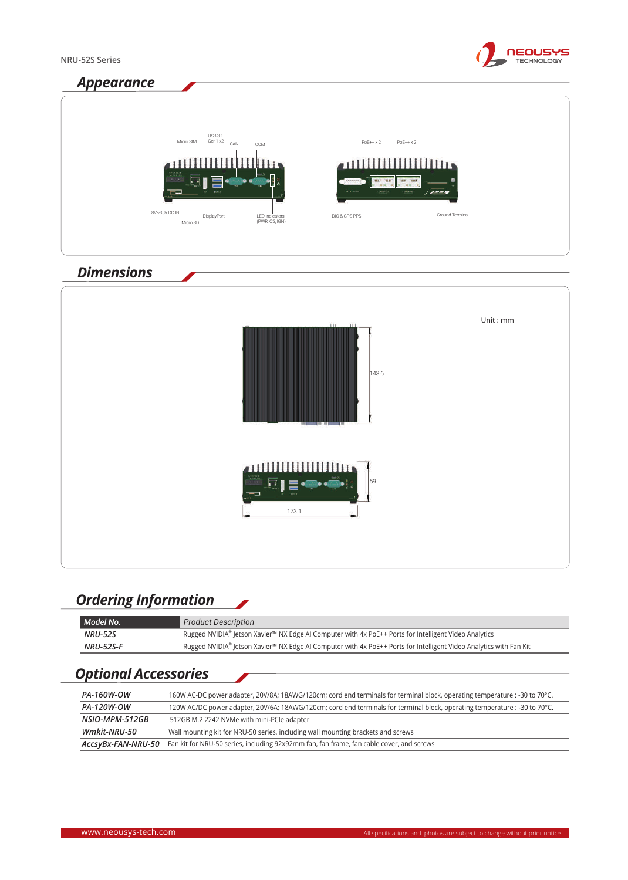## Appearance

Micro SIM
USB 3.1 Gen1 x2
CAN
COM
PoE++ x 2
PoE++ x 2
8V~35V DC IN
Micro SD
DisplayPort
LED Indicators (PWR, OS, IGN)
DIO & GPS PPS
Ground Terminal

## Dimensions

Unit : mm

143.6
59
173.1

## Ordering Information

| Model No. | Product Description |
|---|---|
| NRU-52S | Rugged NVIDIA® Jetson Xavier™ NX Edge AI Computer with 4x PoE++ Ports for Intelligent Video Analytics |
| NRU-52S-F | Rugged NVIDIA® Jetson Xavier™ NX Edge AI Computer with 4x PoE++ Ports for Intelligent Video Analytics with Fan Kit |

## Optional Accessories

| | |
|---|---|
| PA-160W-OW | 160W AC-DC power adapter, 20V/8A; 18AWG/120cm; cord end terminals for terminal block, operating temperature : -30 to 70°C. |
| PA-120W-OW | 120W AC/DC power adapter, 20V/6A; 18AWG/120cm; cord end terminals for terminal block, operating temperature : -30 to 70°C. |
| NSIO-MPM-512GB | 512GB M.2 2242 NVMe with mini-PCIe adapter |
| Wmkit-NRU-50 | Wall mounting kit for NRU-50 series, including wall mounting brackets and screws |
| AccsyBx-FAN-NRU-50 | Fan kit for NRU-50 series, including 92x92mm fan, fan frame, fan cable cover, and screws |